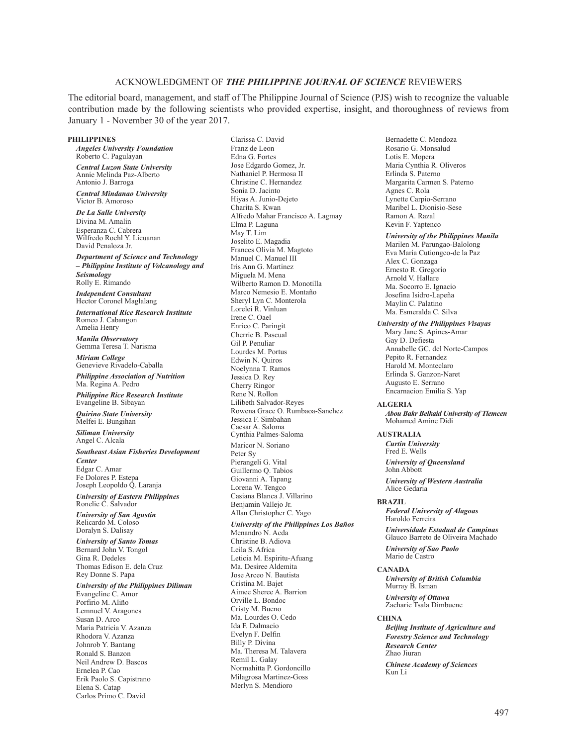# ACKNOWLEDGMENT OF *THE PHILIPPINE JOURNAL OF SCIENCE* REVIEWERS

The editorial board, management, and staff of The Philippine Journal of Science (PJS) wish to recognize the valuable contribution made by the following scientists who provided expertise, insight, and thoroughness of reviews from January 1 - November 30 of the year 2017.

## PHILIPPINES

***Angeles University Foundation***
Roberto C. Pagulayan

***Central Luzon State University***
Annie Melinda Paz-Alberto
Antonio J. Barroga

***Central Mindanao University***
Victor B. Amoroso

***De La Salle University***
Divina M. Amalin
Esperanza C. Cabrera
Wilfredo Roehl Y. Licuanan
David Penaloza Jr.

***Department of Science and Technology – Philippine Institute of Volcanology and Seismology***
Rolly E. Rimando

***Independent Consultant***
Hector Coronel Maglalang

***International Rice Research Institute***
Romeo J. Cabangon
Amelia Henry

***Manila Observatory***
Gemma Teresa T. Narisma

***Miriam College***
Genevieve Rivadelo-Caballa

***Philippine Association of Nutrition***
Ma. Regina A. Pedro

***Philippine Rice Research Institute***
Evangeline B. Sibayan

***Quirino State University***
Melfei E. Bungihan

***Siliman University***
Angel C. Alcala

***Southeast Asian Fisheries Development Center***
Edgar C. Amar
Fe Dolores P. Estepa
Joseph Leopoldo Q. Laranja

***University of Eastern Philippines***
Ronelie C. Salvador

***University of San Agustin***
Relicardo M. Coloso
Doralyn S. Dalisay

***University of Santo Tomas***
Bernard John V. Tongol
Gina R. Dedeles
Thomas Edison E. dela Cruz
Rey Donne S. Papa

***University of the Philippines Diliman***
Evangeline C. Amor
Porfirio M. Aliño
Lemnuel V. Aragones
Susan D. Arco
Maria Patricia V. Azanza
Rhodora V. Azanza
Johnrob Y. Bantang
Ronald S. Banzon
Neil Andrew D. Bascos
Ernelea P. Cao
Erik Paolo S. Capistrano
Elena S. Catap
Carlos Primo C. David
Clarissa C. David
Franz de Leon
Edna G. Fortes
Jose Edgardo Gomez, Jr.
Nathaniel P. Hermosa II
Christine C. Hernandez
Sonia D. Jacinto
Hiyas A. Junio-Dejeto
Charita S. Kwan
Alfredo Mahar Francisco A. Lagmay
Elma P. Laguna
May T. Lim
Joselito E. Magadia
Frances Olivia M. Magtoto
Manuel C. Manuel III
Iris Ann G. Martinez
Miguela M. Mena
Wilberto Ramon D. Monotilla
Marco Nemesio E. Montaño
Sheryl Lyn C. Monterola
Lorelei R. Vinluan
Irene C. Oael
Enrico C. Paringit
Cherrie B. Pascual
Gil P. Penuliar
Lourdes M. Portus
Edwin N. Quiros
Noelynna T. Ramos
Jessica D. Rey
Cherry Ringor
Rene N. Rollon
Lilibeth Salvador-Reyes
Rowena Grace O. Rumbaoa-Sanchez
Jessica F. Simbahan
Caesar A. Saloma
Cynthia Palmes-Saloma
Maricor N. Soriano
Peter Sy
Pierangeli G. Vital
Guillermo Q. Tabios
Giovanni A. Tapang
Lorena W. Tengco
Casiana Blanca J. Villarino
Benjamin Vallejo Jr.
Allan Christopher C. Yago

***University of the Philippines Los Baños***
Menandro N. Acda
Christine B. Adiova
Leila S. Africa
Leticia M. Espiritu-Afuang
Ma. Desiree Aldemita
Jose Arceo N. Bautista
Cristina M. Bajet
Aimee Sheree A. Barrion
Orville L. Bondoc
Cristy M. Bueno
Ma. Lourdes O. Cedo
Ida F. Dalmacio
Evelyn F. Delfin
Billy P. Divina
Ma. Theresa M. Talavera
Remil L. Galay
Normahitta P. Gordoncillo
Milagrosa Martinez-Goss
Merlyn S. Mendioro
Bernadette C. Mendoza
Rosario G. Monsalud
Lotis E. Mopera
Maria Cynthia R. Oliveros
Erlinda S. Paterno
Margarita Carmen S. Paterno
Agnes C. Rola
Lynette Carpio-Serrano
Maribel L. Dionisio-Sese
Ramon A. Razal
Kevin F. Yaptenco

***University of the Philippines Manila***
Marilen M. Parungao-Balolong
Eva Maria Cutiongco-de la Paz
Alex C. Gonzaga
Ernesto R. Gregorio
Arnold V. Hallare
Ma. Socorro E. Ignacio
Josefina Isidro-Lapeña
Maylin C. Palatino
Ma. Esmeralda C. Silva

***University of the Philippines Visayas***
Mary Jane S. Apines-Amar
Gay D. Defiesta
Annabelle GC. del Norte-Campos
Pepito R. Fernandez
Harold M. Monteclaro
Erlinda S. Ganzon-Naret
Augusto E. Serrano
Encarnacion Emilia S. Yap

## ALGERIA

***Abou Bakr Belkaid University of Tlemcen***
Mohamed Amine Didi

## AUSTRALIA

***Curtin University***
Fred E. Wells

***University of Queensland***
John Abbott

***University of Western Australia***
Alice Gedaria

## BRAZIL

***Federal University of Alagoas***
Haroldo Ferreira

***Universidade Estadual de Campinas***
Glauco Barreto de Oliveira Machado

***University of Sao Paolo***
Mario de Castro

## CANADA

***University of British Columbia***
Murray B. Isman

***University of Ottawa***
Zacharie Tsala Dimbuene

## CHINA

***Beijing Institute of Agriculture and Forestry Science and Technology Research Center***
Zhao Jiuran

***Chinese Academy of Sciences***
Kun Li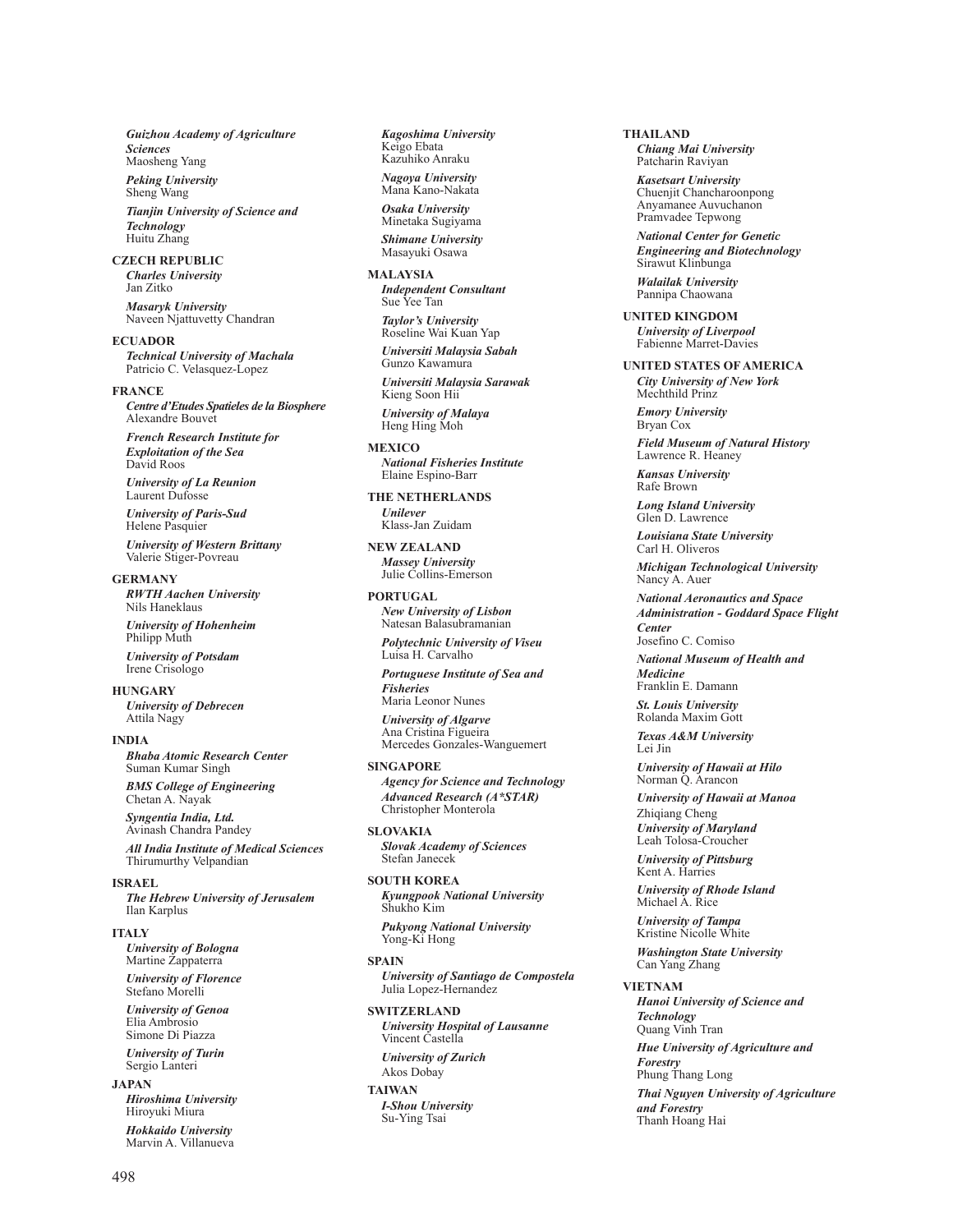***Guizhou Academy of Agriculture Sciences***
Maosheng Yang

***Peking University***
Sheng Wang

***Tianjin University of Science and Technology***
Huitu Zhang

**CZECH REPUBLIC**

***Charles University***
Jan Zitko

***Masaryk University***
Naveen Njattuvetty Chandran

**ECUADOR**

***Technical University of Machala***
Patricio C. Velasquez-Lopez

**FRANCE**

***Centre d'Etudes Spatieles de la Biosphere***
Alexandre Bouvet

***French Research Institute for Exploitation of the Sea***
David Roos

***University of La Reunion***
Laurent Dufosse

***University of Paris-Sud***
Helene Pasquier

***University of Western Brittany***
Valerie Stiger-Povreau

**GERMANY**

***RWTH Aachen University***
Nils Haneklaus

***University of Hohenheim***
Philipp Muth

***University of Potsdam***
Irene Crisologo

**HUNGARY**

***University of Debrecen***
Attila Nagy

**INDIA**

***Bhaba Atomic Research Center***
Suman Kumar Singh

***BMS College of Engineering***
Chetan A. Nayak

***Syngentia India, Ltd.***
Avinash Chandra Pandey

***All India Institute of Medical Sciences***
Thirumurthy Velpandian

**ISRAEL**

***The Hebrew University of Jerusalem***
Ilan Karplus

**ITALY**

***University of Bologna***
Martine Zappaterra

***University of Florence***
Stefano Morelli

***University of Genoa***
Elia Ambrosio
Simone Di Piazza

***University of Turin***
Sergio Lanteri

**JAPAN**

***Hiroshima University***
Hiroyuki Miura

***Hokkaido University***
Marvin A. Villanueva

***Kagoshima University***
Keigo Ebata
Kazuhiko Anraku

***Nagoya University***
Mana Kano-Nakata

***Osaka University***
Minetaka Sugiyama

***Shimane University***
Masayuki Osawa

**MALAYSIA**

***Independent Consultant***
Sue Yee Tan

***Taylor's University***
Roseline Wai Kuan Yap

***Universiti Malaysia Sabah***
Gunzo Kawamura

***Universiti Malaysia Sarawak***
Kieng Soon Hii

***University of Malaya***
Heng Hing Moh

**MEXICO**

***National Fisheries Institute***
Elaine Espino-Barr

**THE NETHERLANDS**

***Unilever***
Klass-Jan Zuidam

**NEW ZEALAND**

***Massey University***
Julie Collins-Emerson

**PORTUGAL**

***New University of Lisbon***
Natesan Balasubramanian

***Polytechnic University of Viseu***
Luisa H. Carvalho

***Portuguese Institute of Sea and Fisheries***
Maria Leonor Nunes

***University of Algarve***
Ana Cristina Figueira
Mercedes Gonzales-Wanguemert

**SINGAPORE**

***Agency for Science and Technology Advanced Research (A*STAR)***
Christopher Monterola

**SLOVAKIA**

***Slovak Academy of Sciences***
Stefan Janecek

**SOUTH KOREA**

***Kyungpook National University***
Shukho Kim

***Pukyong National University***
Yong-Ki Hong

**SPAIN**

***University of Santiago de Compostela***
Julia Lopez-Hernandez

**SWITZERLAND**

***University Hospital of Lausanne***
Vincent Castella

***University of Zurich***
Akos Dobay

**TAIWAN**

***I-Shou University***
Su-Ying Tsai

**THAILAND**

***Chiang Mai University***
Patcharin Raviyan

***Kasetsart University***
Chuenjit Chancharoonpong
Anyamanee Auvuchanon
Pramvadee Tepwong

***National Center for Genetic Engineering and Biotechnology***
Sirawut Klinbunga

***Walailak University***
Pannipa Chaowana

**UNITED KINGDOM**

***University of Liverpool***
Fabienne Marret-Davies

**UNITED STATES OF AMERICA**

***City University of New York***
Mechthild Prinz

***Emory University***
Bryan Cox

***Field Museum of Natural History***
Lawrence R. Heaney

***Kansas University***
Rafe Brown

***Long Island University***
Glen D. Lawrence

***Louisiana State University***
Carl H. Oliveros

***Michigan Technological University***
Nancy A. Auer

***National Aeronautics and Space Administration - Goddard Space Flight Center***
Josefino C. Comiso

***National Museum of Health and Medicine***
Franklin E. Damann

***St. Louis University***
Rolanda Maxim Gott

***Texas A&M University***
Lei Jin

***University of Hawaii at Hilo***
Norman Q. Arancon

***University of Hawaii at Manoa***
Zhiqiang Cheng

***University of Maryland***
Leah Tolosa-Croucher

***University of Pittsburg***
Kent A. Harries

***University of Rhode Island***
Michael A. Rice

***University of Tampa***
Kristine Nicolle White

***Washington State University***
Can Yang Zhang

**VIETNAM**

***Hanoi University of Science and Technology***
Quang Vinh Tran

***Hue University of Agriculture and Forestry***
Phung Thang Long

***Thai Nguyen University of Agriculture and Forestry***
Thanh Hoang Hai